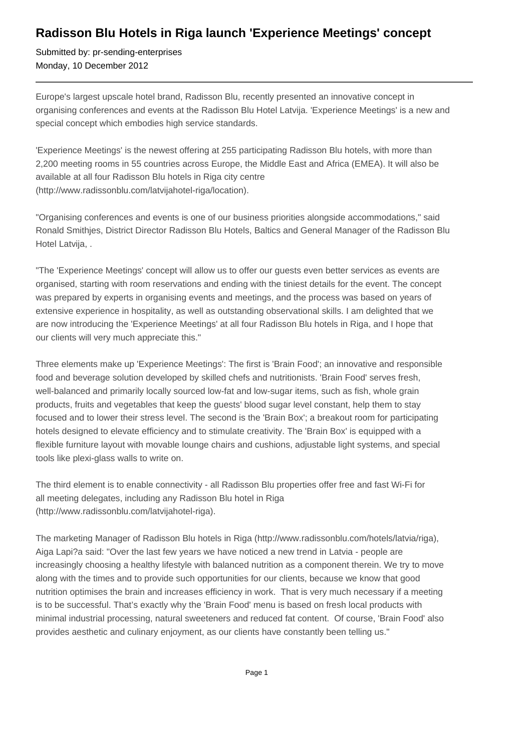# Radisson Blu Hotels in Riga launch 'Experience Meetings' concept

Submitted by: pr-sending-enterprises
Monday, 10 December 2012

---

Europe's largest upscale hotel brand, Radisson Blu, recently presented an innovative concept in organising conferences and events at the Radisson Blu Hotel Latvija. 'Experience Meetings' is a new and special concept which embodies high service standards.

'Experience Meetings' is the newest offering at 255 participating Radisson Blu hotels, with more than 2,200 meeting rooms in 55 countries across Europe, the Middle East and Africa (EMEA). It will also be available at all four Radisson Blu hotels in Riga city centre (http://www.radissonblu.com/latvijahotel-riga/location).

"Organising conferences and events is one of our business priorities alongside accommodations," said Ronald Smithjes, District Director Radisson Blu Hotels, Baltics and General Manager of the Radisson Blu Hotel Latvija, .

"The 'Experience Meetings' concept will allow us to offer our guests even better services as events are organised, starting with room reservations and ending with the tiniest details for the event. The concept was prepared by experts in organising events and meetings, and the process was based on years of extensive experience in hospitality, as well as outstanding observational skills. I am delighted that we are now introducing the 'Experience Meetings' at all four Radisson Blu hotels in Riga, and I hope that our clients will very much appreciate this."

Three elements make up 'Experience Meetings': The first is 'Brain Food'; an innovative and responsible food and beverage solution developed by skilled chefs and nutritionists. 'Brain Food' serves fresh, well-balanced and primarily locally sourced low-fat and low-sugar items, such as fish, whole grain products, fruits and vegetables that keep the guests' blood sugar level constant, help them to stay focused and to lower their stress level. The second is the 'Brain Box'; a breakout room for participating hotels designed to elevate efficiency and to stimulate creativity. The 'Brain Box' is equipped with a flexible furniture layout with movable lounge chairs and cushions, adjustable light systems, and special tools like plexi-glass walls to write on.

The third element is to enable connectivity - all Radisson Blu properties offer free and fast Wi-Fi for all meeting delegates, including any Radisson Blu hotel in Riga (http://www.radissonblu.com/latvijahotel-riga).

The marketing Manager of Radisson Blu hotels in Riga (http://www.radissonblu.com/hotels/latvia/riga), Aiga Lapi?a said: "Over the last few years we have noticed a new trend in Latvia - people are increasingly choosing a healthy lifestyle with balanced nutrition as a component therein. We try to move along with the times and to provide such opportunities for our clients, because we know that good nutrition optimises the brain and increases efficiency in work. That is very much necessary if a meeting is to be successful. That's exactly why the 'Brain Food' menu is based on fresh local products with minimal industrial processing, natural sweeteners and reduced fat content. Of course, 'Brain Food' also provides aesthetic and culinary enjoyment, as our clients have constantly been telling us."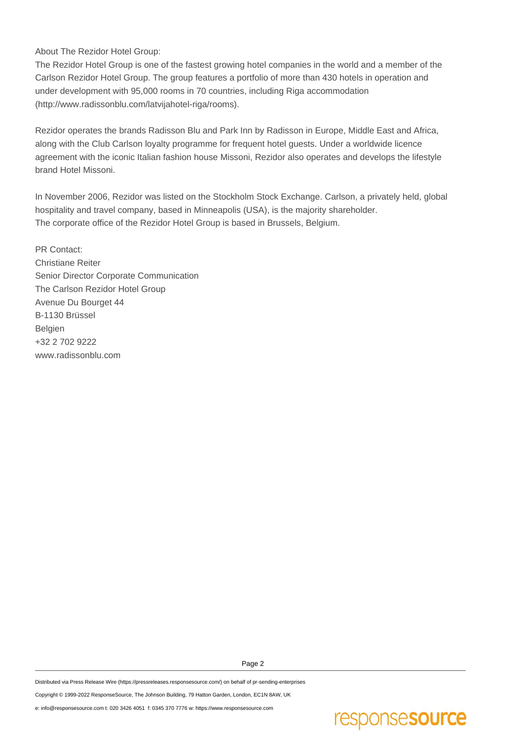About The Rezidor Hotel Group:

The Rezidor Hotel Group is one of the fastest growing hotel companies in the world and a member of the Carlson Rezidor Hotel Group. The group features a portfolio of more than 430 hotels in operation and under development with 95,000 rooms in 70 countries, including Riga accommodation (http://www.radissonblu.com/latvijahotel-riga/rooms).

Rezidor operates the brands Radisson Blu and Park Inn by Radisson in Europe, Middle East and Africa, along with the Club Carlson loyalty programme for frequent hotel guests. Under a worldwide licence agreement with the iconic Italian fashion house Missoni, Rezidor also operates and develops the lifestyle brand Hotel Missoni.

In November 2006, Rezidor was listed on the Stockholm Stock Exchange. Carlson, a privately held, global hospitality and travel company, based in Minneapolis (USA), is the majority shareholder.
The corporate office of the Rezidor Hotel Group is based in Brussels, Belgium.

PR Contact:
Christiane Reiter
Senior Director Corporate Communication
The Carlson Rezidor Hotel Group
Avenue Du Bourget 44
B-1130 Brüssel
Belgien
+32 2 702 9222
www.radissonblu.com

Distributed via Press Release Wire (https://pressreleases.responsesource.com/) on behalf of pr-sending-enterprises

Copyright © 1999-2022 ResponseSource, The Johnson Building, 79 Hatton Garden, London, EC1N 8AW, UK

e: info@responsesource.com t: 020 3426 4051 f: 0345 370 7776 w: https://www.responsesource.com